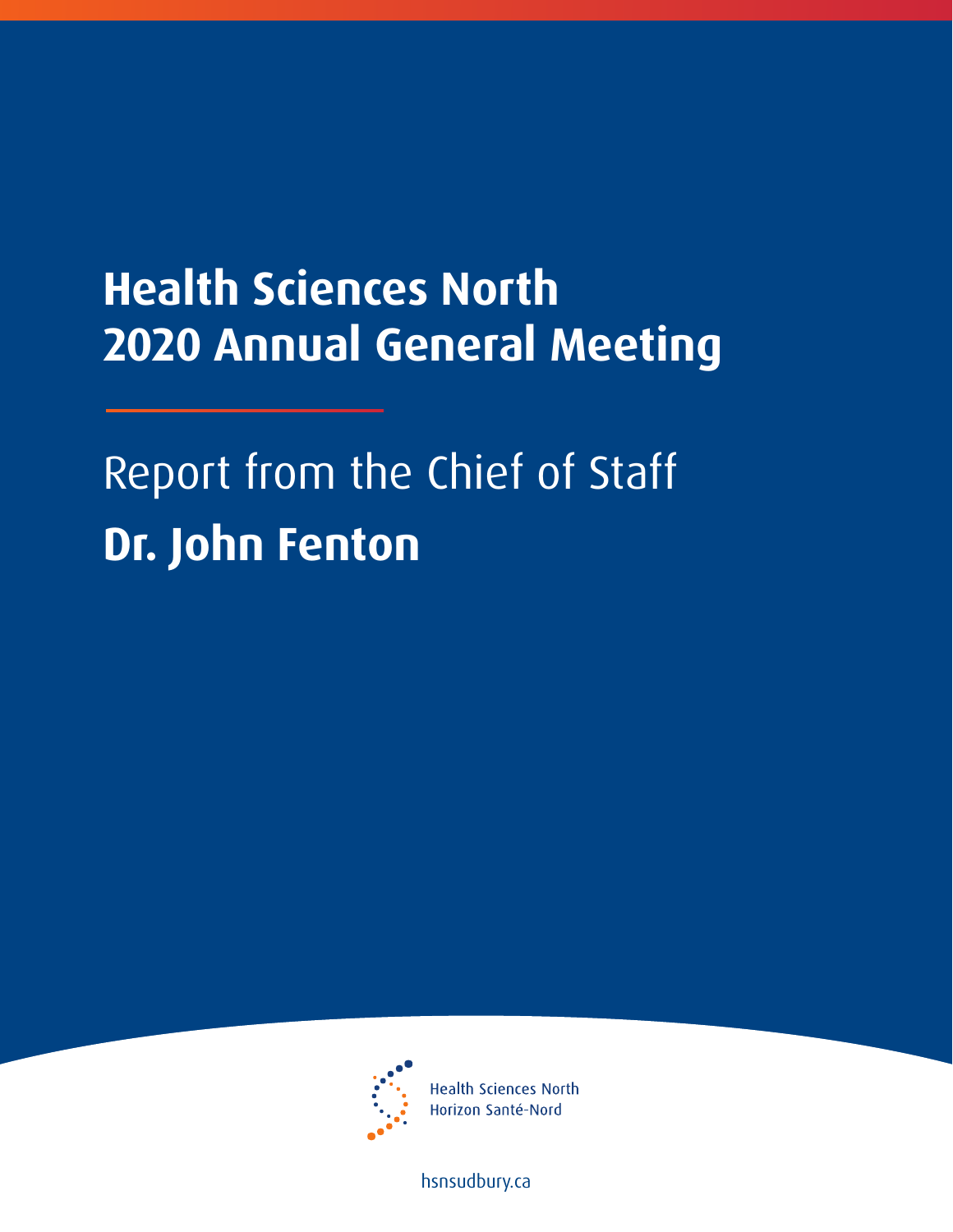# Health Sciences North
# 2020 Annual General Meeting

## Report from the Chief of Staff
## **Dr. John Fenton**

Health Sciences North
Horizon Santé-Nord

hsnsudbury.ca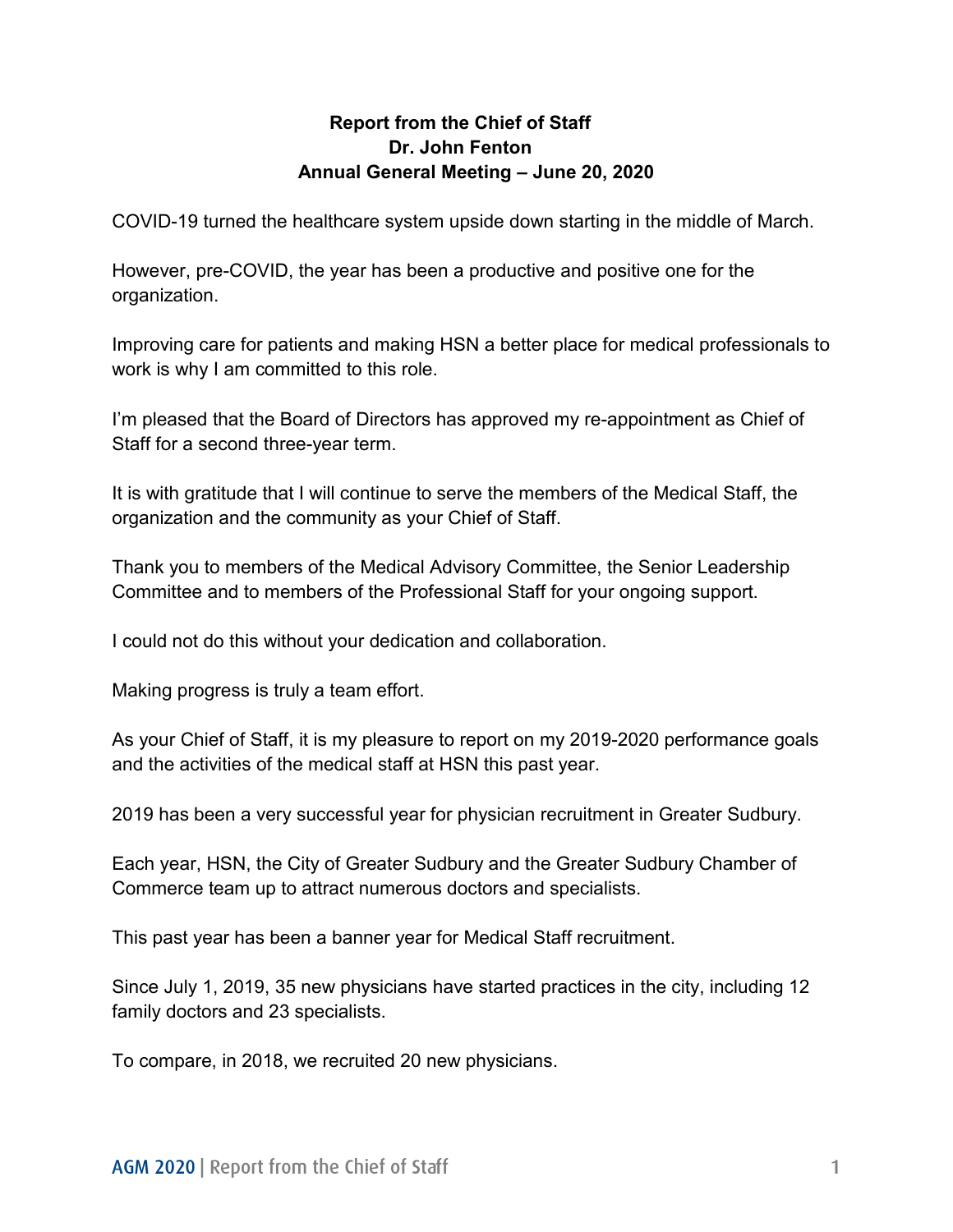**Report from the Chief of Staff**
**Dr. John Fenton**
**Annual General Meeting – June 20, 2020**

COVID-19 turned the healthcare system upside down starting in the middle of March.

However, pre-COVID, the year has been a productive and positive one for the organization.

Improving care for patients and making HSN a better place for medical professionals to work is why I am committed to this role.

I'm pleased that the Board of Directors has approved my re-appointment as Chief of Staff for a second three-year term.

It is with gratitude that I will continue to serve the members of the Medical Staff, the organization and the community as your Chief of Staff.

Thank you to members of the Medical Advisory Committee, the Senior Leadership Committee and to members of the Professional Staff for your ongoing support.

I could not do this without your dedication and collaboration.

Making progress is truly a team effort.

As your Chief of Staff, it is my pleasure to report on my 2019-2020 performance goals and the activities of the medical staff at HSN this past year.

2019 has been a very successful year for physician recruitment in Greater Sudbury.

Each year, HSN, the City of Greater Sudbury and the Greater Sudbury Chamber of Commerce team up to attract numerous doctors and specialists.

This past year has been a banner year for Medical Staff recruitment.

Since July 1, 2019, 35 new physicians have started practices in the city, including 12 family doctors and 23 specialists.

To compare, in 2018, we recruited 20 new physicians.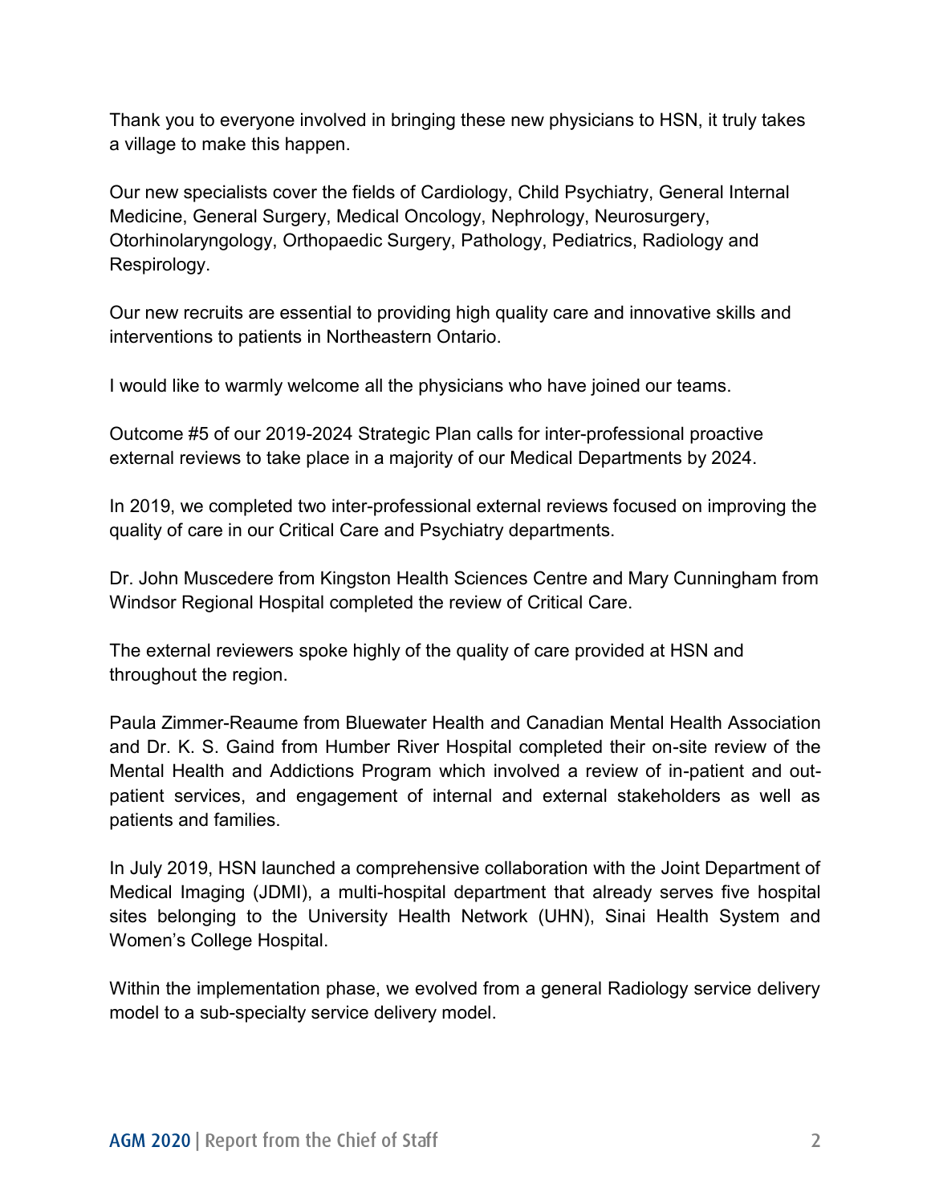Thank you to everyone involved in bringing these new physicians to HSN, it truly takes a village to make this happen.

Our new specialists cover the fields of Cardiology, Child Psychiatry, General Internal Medicine, General Surgery, Medical Oncology, Nephrology, Neurosurgery, Otorhinolaryngology, Orthopaedic Surgery, Pathology, Pediatrics, Radiology and Respirology.

Our new recruits are essential to providing high quality care and innovative skills and interventions to patients in Northeastern Ontario.

I would like to warmly welcome all the physicians who have joined our teams.

Outcome #5 of our 2019-2024 Strategic Plan calls for inter-professional proactive external reviews to take place in a majority of our Medical Departments by 2024.

In 2019, we completed two inter-professional external reviews focused on improving the quality of care in our Critical Care and Psychiatry departments.

Dr. John Muscedere from Kingston Health Sciences Centre and Mary Cunningham from Windsor Regional Hospital completed the review of Critical Care.

The external reviewers spoke highly of the quality of care provided at HSN and throughout the region.

Paula Zimmer-Reaume from Bluewater Health and Canadian Mental Health Association and Dr. K. S. Gaind from Humber River Hospital completed their on-site review of the Mental Health and Addictions Program which involved a review of in-patient and out-patient services, and engagement of internal and external stakeholders as well as patients and families.

In July 2019, HSN launched a comprehensive collaboration with the Joint Department of Medical Imaging (JDMI), a multi-hospital department that already serves five hospital sites belonging to the University Health Network (UHN), Sinai Health System and Women's College Hospital.

Within the implementation phase, we evolved from a general Radiology service delivery model to a sub-specialty service delivery model.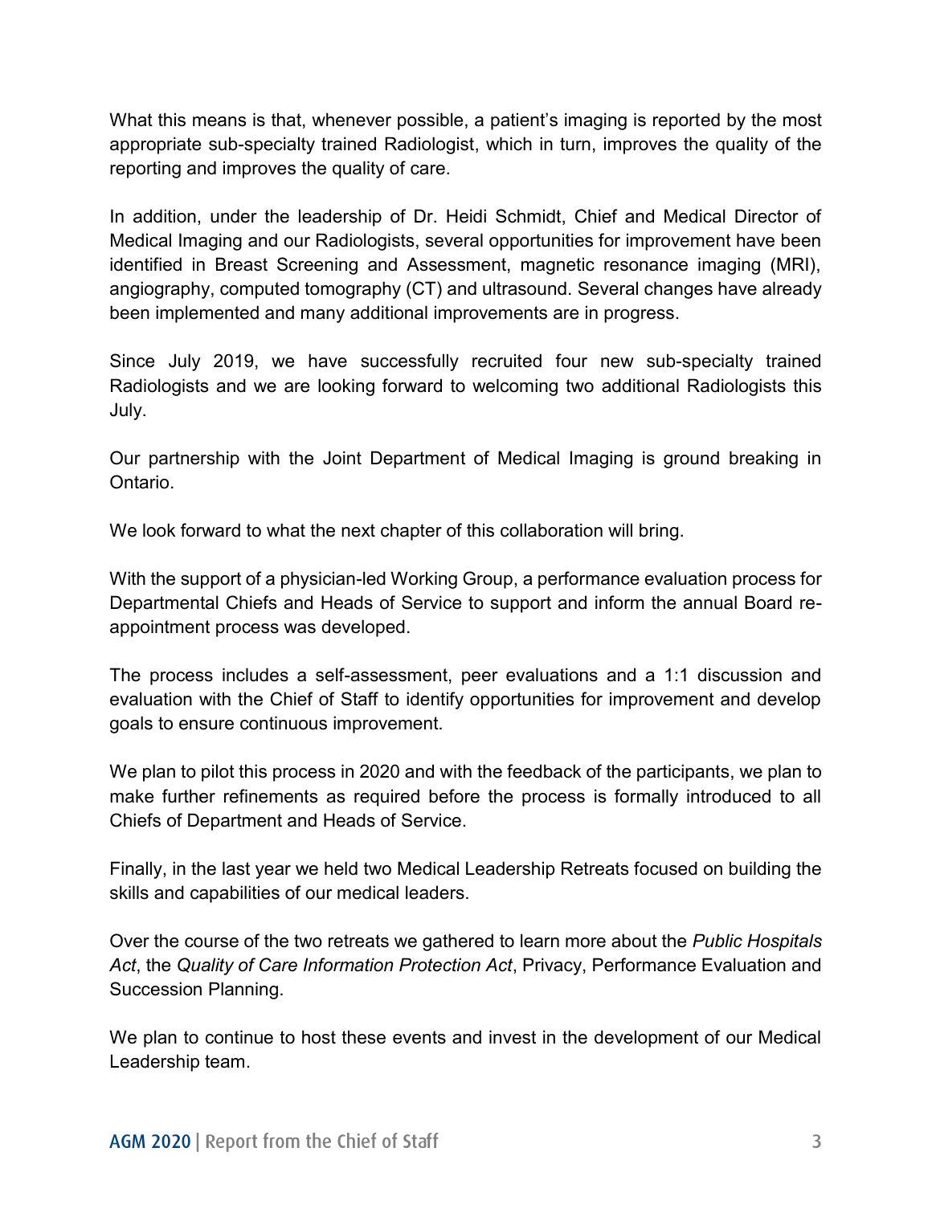What this means is that, whenever possible, a patient's imaging is reported by the most appropriate sub-specialty trained Radiologist, which in turn, improves the quality of the reporting and improves the quality of care.

In addition, under the leadership of Dr. Heidi Schmidt, Chief and Medical Director of Medical Imaging and our Radiologists, several opportunities for improvement have been identified in Breast Screening and Assessment, magnetic resonance imaging (MRI), angiography, computed tomography (CT) and ultrasound. Several changes have already been implemented and many additional improvements are in progress.

Since July 2019, we have successfully recruited four new sub-specialty trained Radiologists and we are looking forward to welcoming two additional Radiologists this July.

Our partnership with the Joint Department of Medical Imaging is ground breaking in Ontario.

We look forward to what the next chapter of this collaboration will bring.

With the support of a physician-led Working Group, a performance evaluation process for Departmental Chiefs and Heads of Service to support and inform the annual Board re-appointment process was developed.

The process includes a self-assessment, peer evaluations and a 1:1 discussion and evaluation with the Chief of Staff to identify opportunities for improvement and develop goals to ensure continuous improvement.

We plan to pilot this process in 2020 and with the feedback of the participants, we plan to make further refinements as required before the process is formally introduced to all Chiefs of Department and Heads of Service.

Finally, in the last year we held two Medical Leadership Retreats focused on building the skills and capabilities of our medical leaders.

Over the course of the two retreats we gathered to learn more about the *Public Hospitals Act*, the *Quality of Care Information Protection Act*, Privacy, Performance Evaluation and Succession Planning.

We plan to continue to host these events and invest in the development of our Medical Leadership team.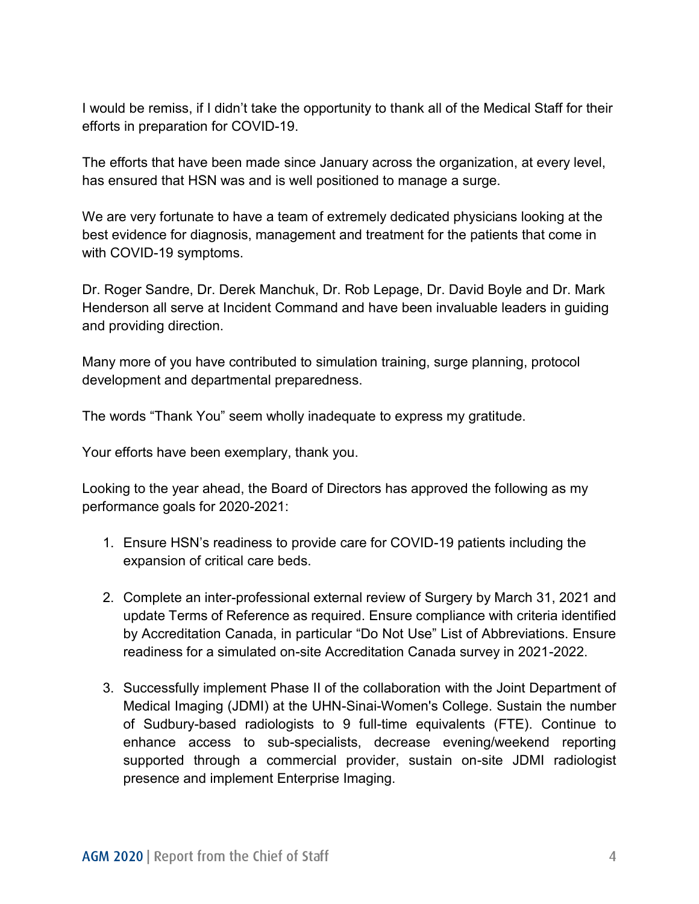I would be remiss, if I didn't take the opportunity to thank all of the Medical Staff for their efforts in preparation for COVID-19.

The efforts that have been made since January across the organization, at every level, has ensured that HSN was and is well positioned to manage a surge.

We are very fortunate to have a team of extremely dedicated physicians looking at the best evidence for diagnosis, management and treatment for the patients that come in with COVID-19 symptoms.

Dr. Roger Sandre, Dr. Derek Manchuk, Dr. Rob Lepage, Dr. David Boyle and Dr. Mark Henderson all serve at Incident Command and have been invaluable leaders in guiding and providing direction.

Many more of you have contributed to simulation training, surge planning, protocol development and departmental preparedness.

The words "Thank You" seem wholly inadequate to express my gratitude.

Your efforts have been exemplary, thank you.

Looking to the year ahead, the Board of Directors has approved the following as my performance goals for 2020-2021:

1. Ensure HSN's readiness to provide care for COVID-19 patients including the expansion of critical care beds.

2. Complete an inter-professional external review of Surgery by March 31, 2021 and update Terms of Reference as required. Ensure compliance with criteria identified by Accreditation Canada, in particular "Do Not Use" List of Abbreviations. Ensure readiness for a simulated on-site Accreditation Canada survey in 2021-2022.

3. Successfully implement Phase II of the collaboration with the Joint Department of Medical Imaging (JDMI) at the UHN-Sinai-Women's College. Sustain the number of Sudbury-based radiologists to 9 full-time equivalents (FTE). Continue to enhance access to sub-specialists, decrease evening/weekend reporting supported through a commercial provider, sustain on-site JDMI radiologist presence and implement Enterprise Imaging.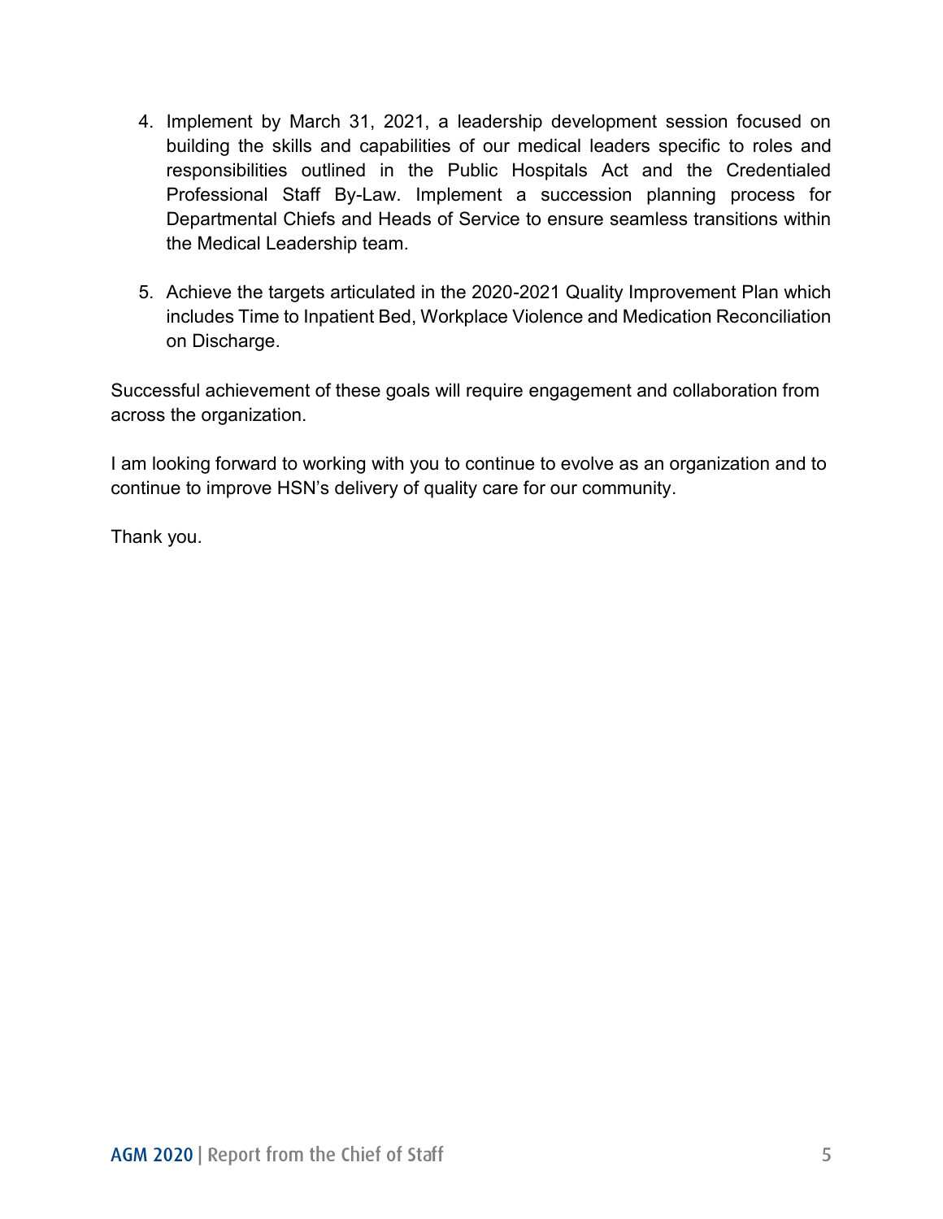4. Implement by March 31, 2021, a leadership development session focused on building the skills and capabilities of our medical leaders specific to roles and responsibilities outlined in the Public Hospitals Act and the Credentialed Professional Staff By-Law. Implement a succession planning process for Departmental Chiefs and Heads of Service to ensure seamless transitions within the Medical Leadership team.

5. Achieve the targets articulated in the 2020-2021 Quality Improvement Plan which includes Time to Inpatient Bed, Workplace Violence and Medication Reconciliation on Discharge.

Successful achievement of these goals will require engagement and collaboration from across the organization.

I am looking forward to working with you to continue to evolve as an organization and to continue to improve HSN's delivery of quality care for our community.

Thank you.